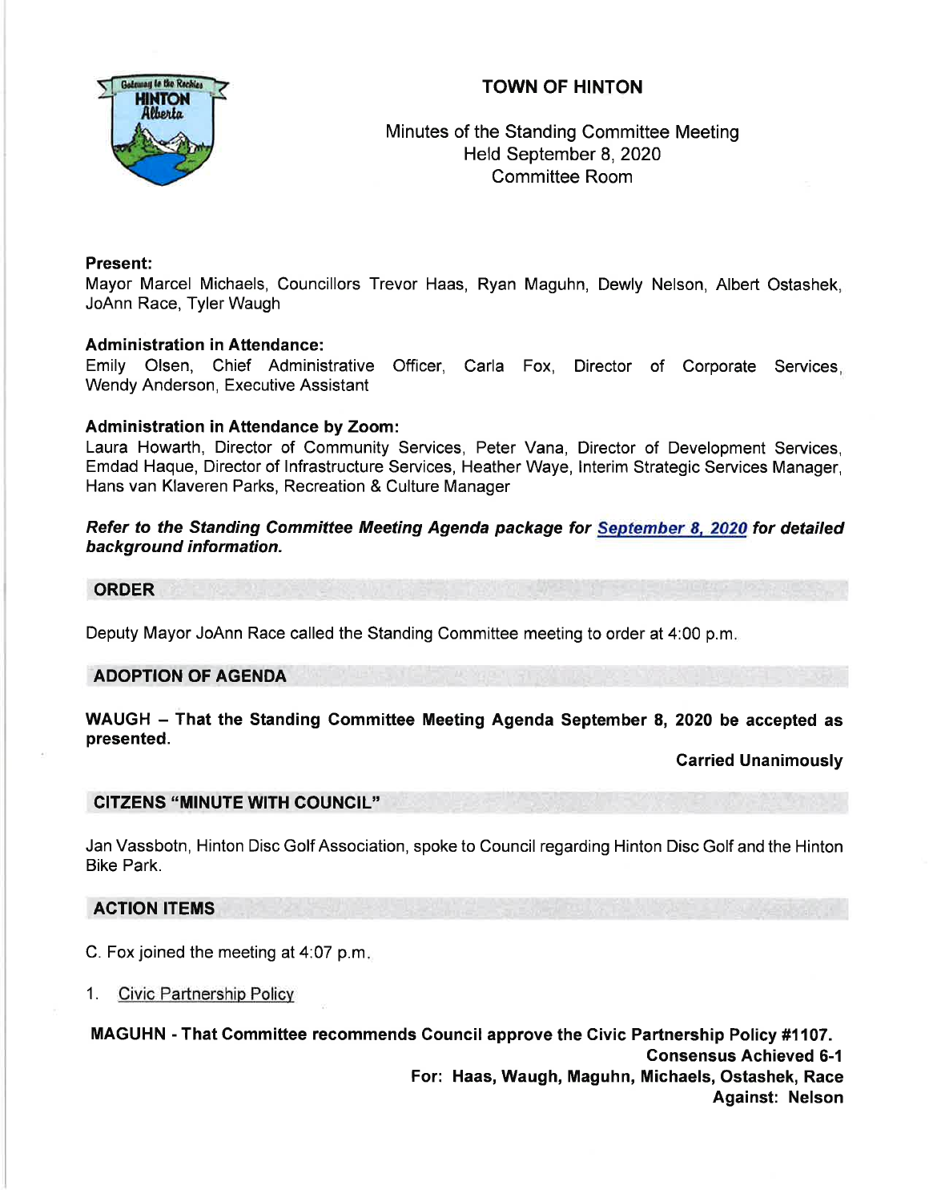# TOWN OF HINTON

Minutes of the Standing Committee Meeting
Held September 8, 2020
Committee Room

**Present:**
Mayor Marcel Michaels, Councillors Trevor Haas, Ryan Maguhn, Dewly Nelson, Albert Ostashek, JoAnn Race, Tyler Waugh

**Administration in Attendance:**
Emily Olsen, Chief Administrative Officer, Carla Fox, Director of Corporate Services, Wendy Anderson, Executive Assistant

**Administration in Attendance by Zoom:**
Laura Howarth, Director of Community Services, Peter Vana, Director of Development Services, Emdad Haque, Director of Infrastructure Services, Heather Waye, Interim Strategic Services Manager, Hans van Klaveren Parks, Recreation & Culture Manager

***Refer to the Standing Committee Meeting Agenda package for September 8, 2020 for detailed background information.***

## ORDER

Deputy Mayor JoAnn Race called the Standing Committee meeting to order at 4:00 p.m.

## ADOPTION OF AGENDA

**WAUGH – That the Standing Committee Meeting Agenda September 8, 2020 be accepted as presented.**

**Carried Unanimously**

## CITZENS "MINUTE WITH COUNCIL"

Jan Vassbotn, Hinton Disc Golf Association, spoke to Council regarding Hinton Disc Golf and the Hinton Bike Park.

## ACTION ITEMS

C. Fox joined the meeting at 4:07 p.m.

1. Civic Partnership Policy

**MAGUHN - That Committee recommends Council approve the Civic Partnership Policy #1107.**

**Consensus Achieved 6-1**
**For: Haas, Waugh, Maguhn, Michaels, Ostashek, Race**
**Against: Nelson**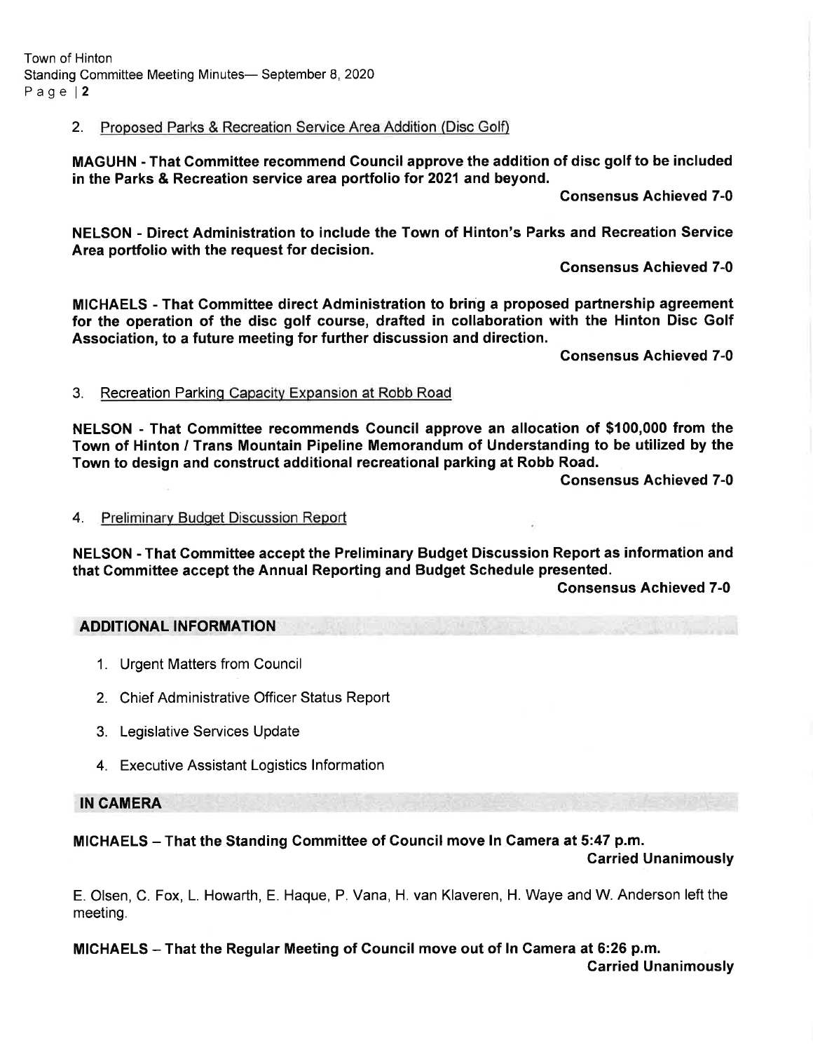2. Proposed Parks & Recreation Service Area Addition (Disc Golf)

**MAGUHN - That Committee recommend Council approve the addition of disc golf to be included in the Parks & Recreation service area portfolio for 2021 and beyond.**

**Consensus Achieved 7-0**

**NELSON - Direct Administration to include the Town of Hinton's Parks and Recreation Service Area portfolio with the request for decision.**

**Consensus Achieved 7-0**

**MICHAELS - That Committee direct Administration to bring a proposed partnership agreement for the operation of the disc golf course, drafted in collaboration with the Hinton Disc Golf Association, to a future meeting for further discussion and direction.**

**Consensus Achieved 7-0**

3. Recreation Parking Capacity Expansion at Robb Road

**NELSON - That Committee recommends Council approve an allocation of $100,000 from the Town of Hinton / Trans Mountain Pipeline Memorandum of Understanding to be utilized by the Town to design and construct additional recreational parking at Robb Road.**

**Consensus Achieved 7-0**

4. Preliminary Budget Discussion Report

**NELSON - That Committee accept the Preliminary Budget Discussion Report as information and that Committee accept the Annual Reporting and Budget Schedule presented.**

**Consensus Achieved 7-0**

## ADDITIONAL INFORMATION

1. Urgent Matters from Council
2. Chief Administrative Officer Status Report
3. Legislative Services Update
4. Executive Assistant Logistics Information

## IN CAMERA

**MICHAELS – That the Standing Committee of Council move In Camera at 5:47 p.m.**

**Carried Unanimously**

E. Olsen, C. Fox, L. Howarth, E. Haque, P. Vana, H. van Klaveren, H. Waye and W. Anderson left the meeting.

**MICHAELS – That the Regular Meeting of Council move out of In Camera at 6:26 p.m.**

**Carried Unanimously**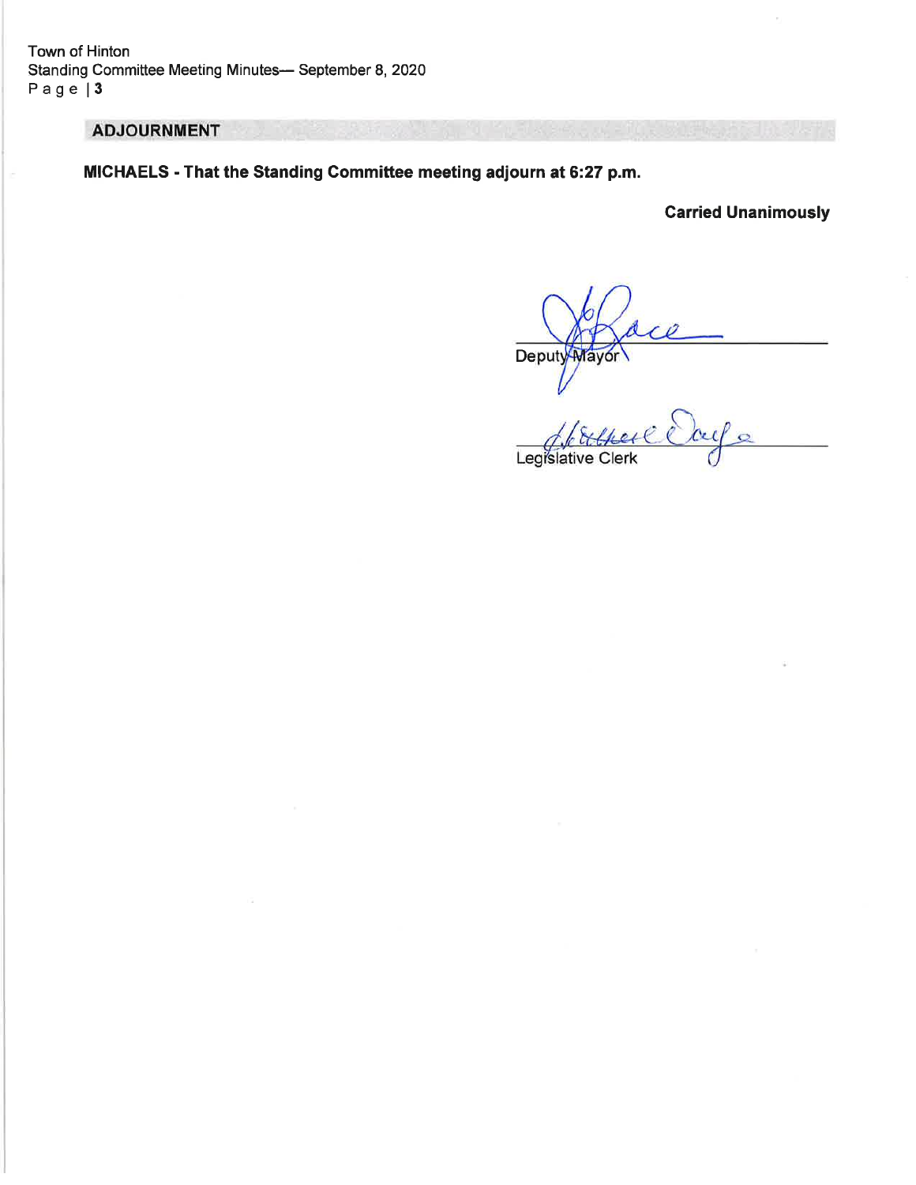## ADJOURNMENT

**MICHAELS - That the Standing Committee meeting adjourn at 6:27 p.m.**

**Carried Unanimously**

Deputy Mayor

Legislative Clerk